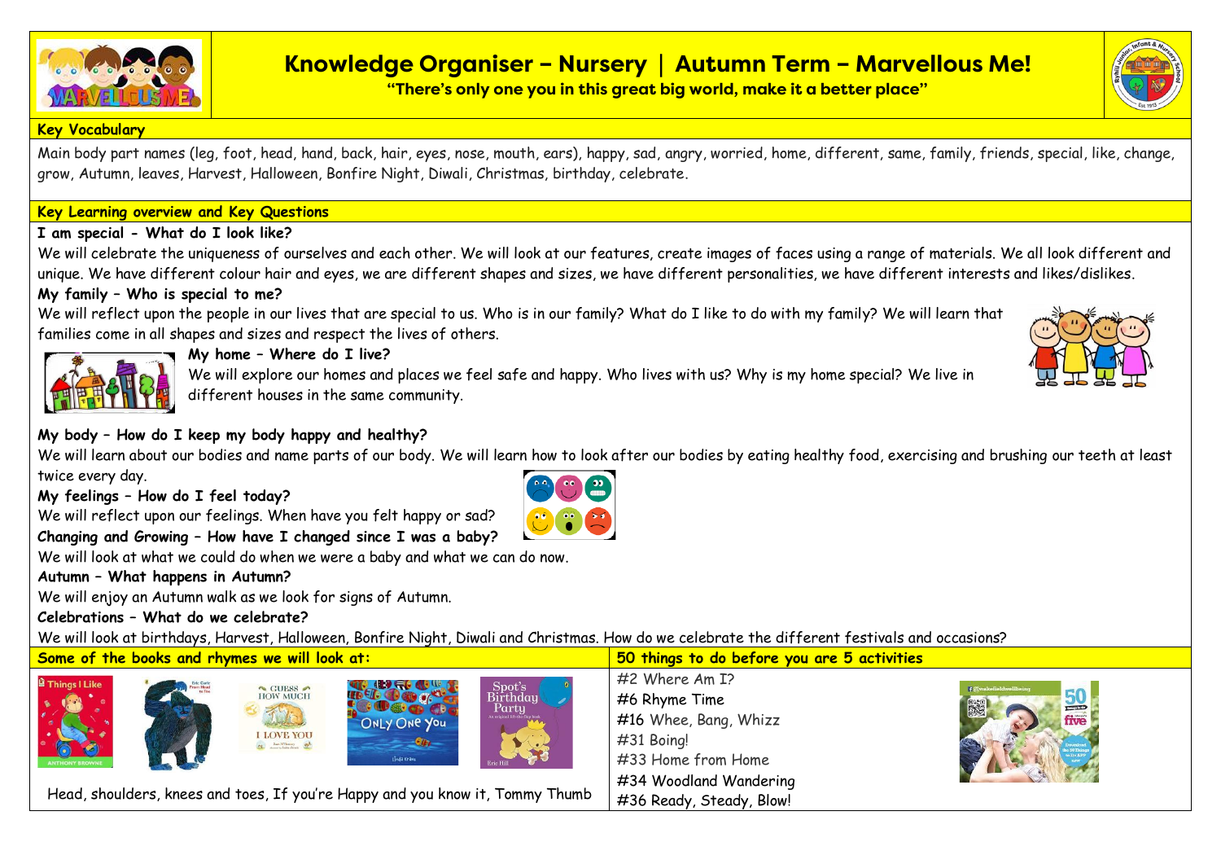# Knowledge Organiser – Nursery | Autumn Term – Marvellous Me!

**"There's only one you in this great big world, make it a better place"**

## Key Vocabulary

Main body part names (leg, foot, head, hand, back, hair, eyes, nose, mouth, ears), happy, sad, angry, worried, home, different, same, family, friends, special, like, change, grow, Autumn, leaves, Harvest, Halloween, Bonfire Night, Diwali, Christmas, birthday, celebrate.

## Key Learning overview and Key Questions

**I am special - What do I look like?**

We will celebrate the uniqueness of ourselves and each other. We will look at our features, create images of faces using a range of materials. We all look different and unique. We have different colour hair and eyes, we are different shapes and sizes, we have different personalities, we have different interests and likes/dislikes.

**My family – Who is special to me?**

We will reflect upon the people in our lives that are special to us. Who is in our family? What do I like to do with my family? We will learn that families come in all shapes and sizes and respect the lives of others.

**My home – Where do I live?**

We will explore our homes and places we feel safe and happy. Who lives with us? Why is my home special? We live in different houses in the same community.

**My body – How do I keep my body happy and healthy?**

We will learn about our bodies and name parts of our body. We will learn how to look after our bodies by eating healthy food, exercising and brushing our teeth at least twice every day.

**My feelings – How do I feel today?**

We will reflect upon our feelings. When have you felt happy or sad?

**Changing and Growing – How have I changed since I was a baby?**

We will look at what we could do when we were a baby and what we can do now.

**Autumn – What happens in Autumn?**

We will enjoy an Autumn walk as we look for signs of Autumn.

**Celebrations – What do we celebrate?**

We will look at birthdays, Harvest, Halloween, Bonfire Night, Diwali and Christmas. How do we celebrate the different festivals and occasions?

## Some of the books and rhymes we will look at:

Head, shoulders, knees and toes, If you're Happy and you know it, Tommy Thumb

## 50 things to do before you are 5 activities

- #2 Where Am I?
- #6 Rhyme Time
- #16 Whee, Bang, Whizz
- #31 Boing!
- #33 Home from Home
- #34 Woodland Wandering
- #36 Ready, Steady, Blow!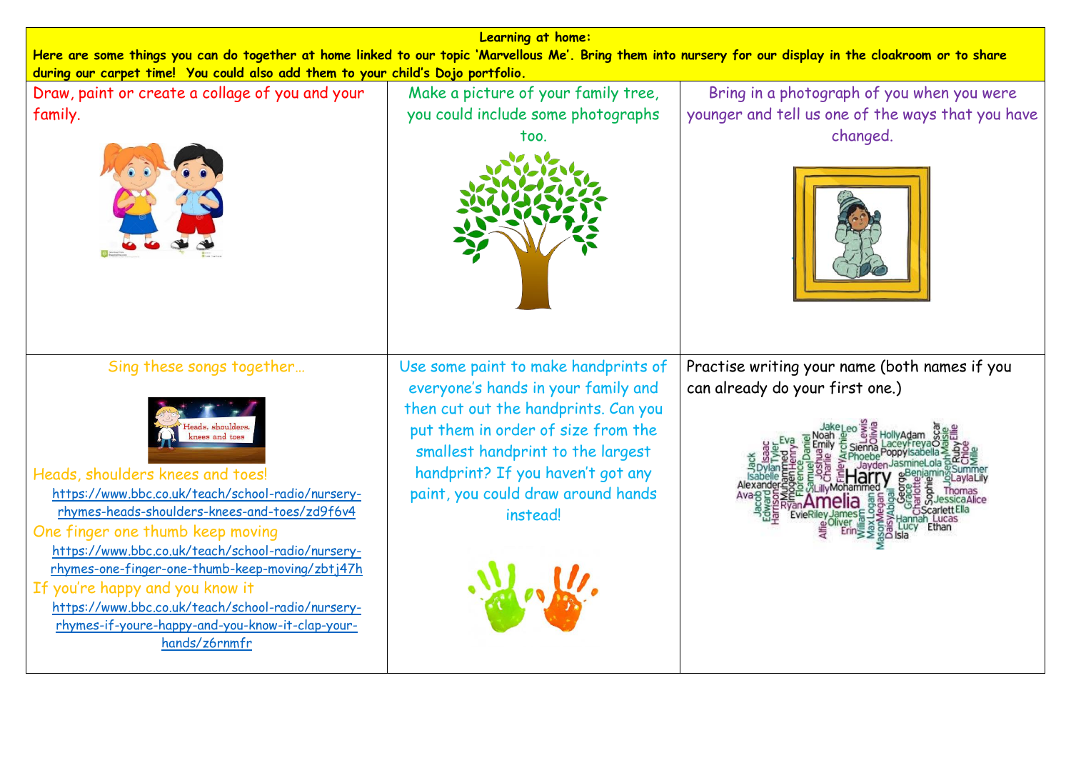**Learning at home:**

**Here are some things you can do together at home linked to our topic 'Marvellous Me'. Bring them into nursery for our display in the cloakroom or to share during our carpet time! You could also add them to your child's Dojo portfolio.**

Draw, paint or create a collage of you and your family.

Make a picture of your family tree, you could include some photographs too.

Bring in a photograph of you when you were younger and tell us one of the ways that you have changed.

Sing these songs together…

Heads, shoulders knees and toes!
https://www.bbc.co.uk/teach/school-radio/nursery-rhymes-heads-shoulders-knees-and-toes/zd9f6v4

One finger one thumb keep moving
https://www.bbc.co.uk/teach/school-radio/nursery-rhymes-one-finger-one-thumb-keep-moving/zbtj47h

If you're happy and you know it
https://www.bbc.co.uk/teach/school-radio/nursery-rhymes-if-youre-happy-and-you-know-it-clap-your-hands/z6rnmfr

Use some paint to make handprints of everyone's hands in your family and then cut out the handprints. Can you put them in order of size from the smallest handprint to the largest handprint? If you haven't got any paint, you could draw around hands instead!

Practise writing your name (both names if you can already do your first one.)